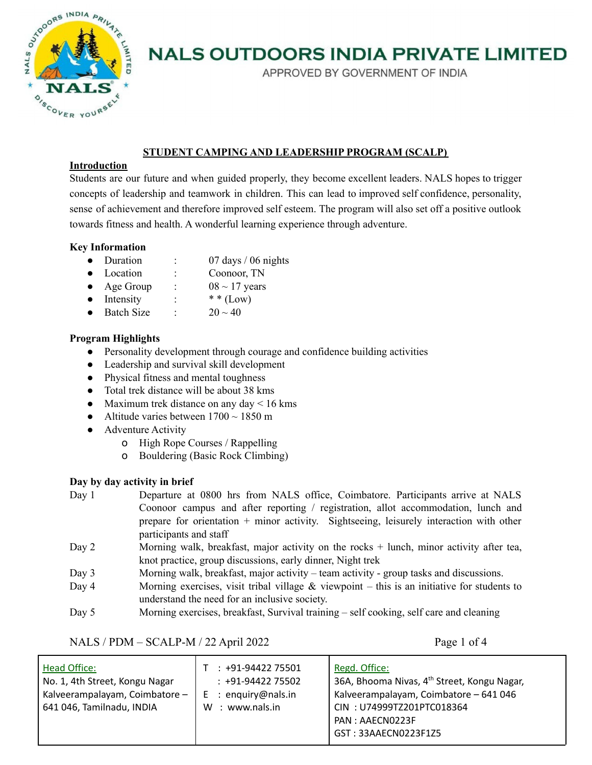# NALS OUTDOORS INDIA PRIVATE LIMITED

APPROVED BY GOVERNMENT OF INDIA

## STUDENT CAMPING AND LEADERSHIP PROGRAM (SCALP)

### Introduction

Students are our future and when guided properly, they become excellent leaders. NALS hopes to trigger concepts of leadership and teamwork in children. This can lead to improved self confidence, personality, sense of achievement and therefore improved self esteem. The program will also set off a positive outlook towards fitness and health. A wonderful learning experience through adventure.

### Key Information

- Duration : 07 days / 06 nights
- Location : Coonoor, TN
- Age Group : 08 ~ 17 years
- Intensity : * * (Low)
- Batch Size : 20 ~ 40

### Program Highlights

- Personality development through courage and confidence building activities
- Leadership and survival skill development
- Physical fitness and mental toughness
- Total trek distance will be about 38 kms
- Maximum trek distance on any day < 16 kms
- Altitude varies between 1700 ~ 1850 m
- Adventure Activity
  - High Rope Courses / Rappelling
  - Bouldering (Basic Rock Climbing)

### Day by day activity in brief

| | |
|---|---|
| Day 1 | Departure at 0800 hrs from NALS office, Coimbatore. Participants arrive at NALS Coonoor campus and after reporting / registration, allot accommodation, lunch and prepare for orientation + minor activity. Sightseeing, leisurely interaction with other participants and staff |
| Day 2 | Morning walk, breakfast, major activity on the rocks + lunch, minor activity after tea, knot practice, group discussions, early dinner, Night trek |
| Day 3 | Morning walk, breakfast, major activity – team activity - group tasks and discussions. |
| Day 4 | Morning exercises, visit tribal village & viewpoint – this is an initiative for students to understand the need for an inclusive society. |
| Day 5 | Morning exercises, breakfast, Survival training – self cooking, self care and cleaning |

NALS / PDM – SCALP-M / 22 April 2022

| Head Office: | | Regd. Office: |
|---|---|---|
| No. 1, 4th Street, Kongu Nagar Kalveerampalayam, Coimbatore – 641 046, Tamilnadu, INDIA | T : +91-94422 75501<br>: +91-94422 75502<br>E : enquiry@nals.in<br>W : www.nals.in | 36A, Bhooma Nivas, 4th Street, Kongu Nagar, Kalveerampalayam, Coimbatore – 641 046<br>CIN : U74999TZ201PTC018364<br>PAN : AAECN0223F<br>GST : 33AAECN0223F1Z5 |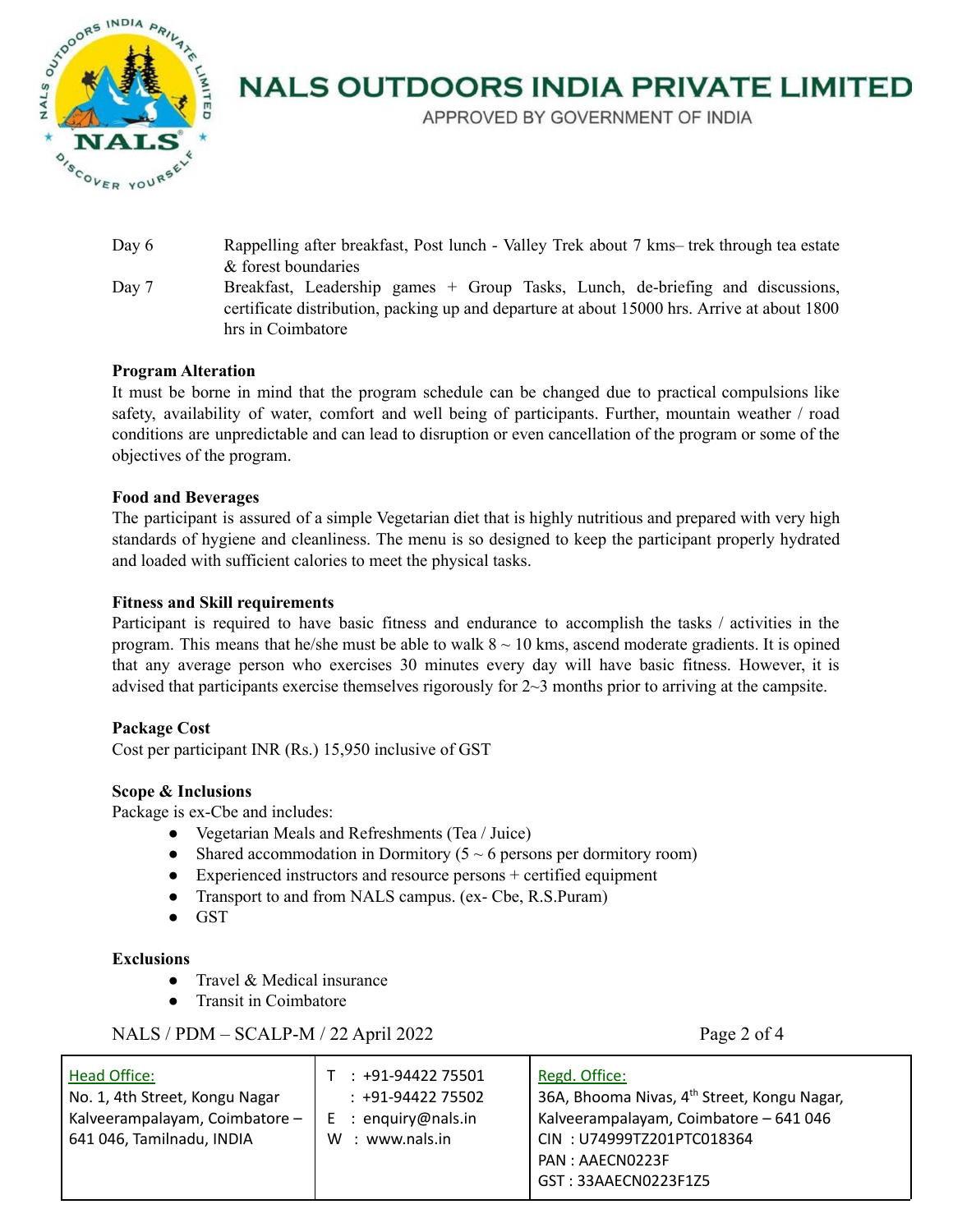| | |
|---|---|
| Day 6 | Rappelling after breakfast, Post lunch - Valley Trek about 7 kms– trek through tea estate & forest boundaries |
| Day 7 | Breakfast, Leadership games + Group Tasks, Lunch, de-briefing and discussions, certificate distribution, packing up and departure at about 15000 hrs. Arrive at about 1800 hrs in Coimbatore |

**Program Alteration**

It must be borne in mind that the program schedule can be changed due to practical compulsions like safety, availability of water, comfort and well being of participants. Further, mountain weather / road conditions are unpredictable and can lead to disruption or even cancellation of the program or some of the objectives of the program.

**Food and Beverages**

The participant is assured of a simple Vegetarian diet that is highly nutritious and prepared with very high standards of hygiene and cleanliness. The menu is so designed to keep the participant properly hydrated and loaded with sufficient calories to meet the physical tasks.

**Fitness and Skill requirements**

Participant is required to have basic fitness and endurance to accomplish the tasks / activities in the program. This means that he/she must be able to walk 8 ~ 10 kms, ascend moderate gradients. It is opined that any average person who exercises 30 minutes every day will have basic fitness. However, it is advised that participants exercise themselves rigorously for 2~3 months prior to arriving at the campsite.

**Package Cost**

Cost per participant INR (Rs.) 15,950 inclusive of GST

**Scope & Inclusions**

Package is ex-Cbe and includes:

- Vegetarian Meals and Refreshments (Tea / Juice)
- Shared accommodation in Dormitory (5 ~ 6 persons per dormitory room)
- Experienced instructors and resource persons + certified equipment
- Transport to and from NALS campus. (ex- Cbe, R.S.Puram)
- GST

**Exclusions**

- Travel & Medical insurance
- Transit in Coimbatore

NALS / PDM – SCALP-M / 22 April 2022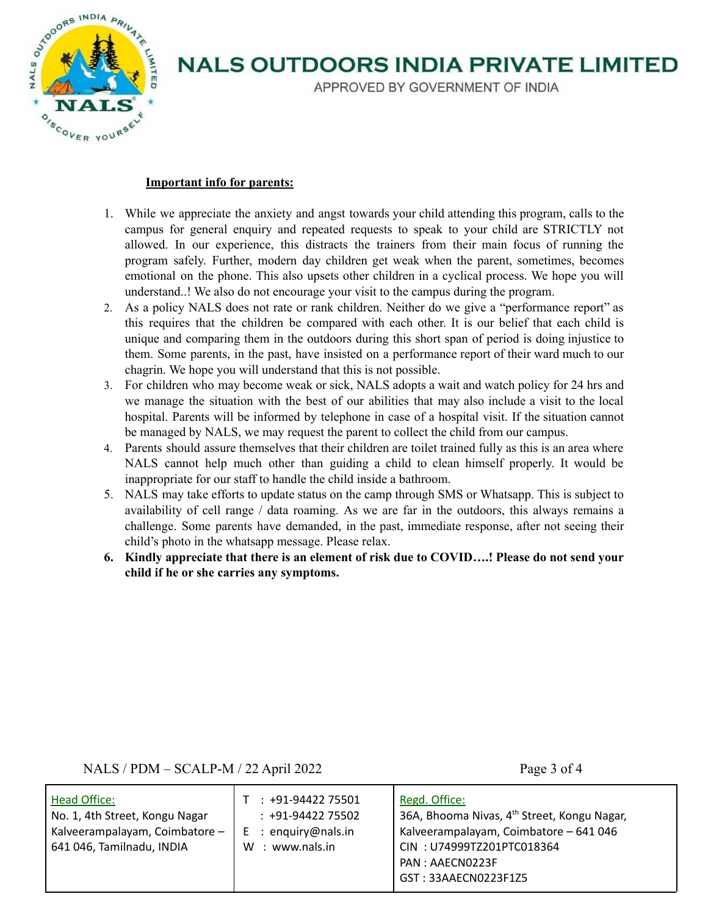**Important info for parents:**

1. While we appreciate the anxiety and angst towards your child attending this program, calls to the campus for general enquiry and repeated requests to speak to your child are STRICTLY not allowed. In our experience, this distracts the trainers from their main focus of running the program safely. Further, modern day children get weak when the parent, sometimes, becomes emotional on the phone. This also upsets other children in a cyclical process. We hope you will understand..! We also do not encourage your visit to the campus during the program.
2. As a policy NALS does not rate or rank children. Neither do we give a "performance report" as this requires that the children be compared with each other. It is our belief that each child is unique and comparing them in the outdoors during this short span of period is doing injustice to them. Some parents, in the past, have insisted on a performance report of their ward much to our chagrin. We hope you will understand that this is not possible.
3. For children who may become weak or sick, NALS adopts a wait and watch policy for 24 hrs and we manage the situation with the best of our abilities that may also include a visit to the local hospital. Parents will be informed by telephone in case of a hospital visit. If the situation cannot be managed by NALS, we may request the parent to collect the child from our campus.
4. Parents should assure themselves that their children are toilet trained fully as this is an area where NALS cannot help much other than guiding a child to clean himself properly. It would be inappropriate for our staff to handle the child inside a bathroom.
5. NALS may take efforts to update status on the camp through SMS or Whatsapp. This is subject to availability of cell range / data roaming. As we are far in the outdoors, this always remains a challenge. Some parents have demanded, in the past, immediate response, after not seeing their child's photo in the whatsapp message. Please relax.
6. **Kindly appreciate that there is an element of risk due to COVID….! Please do not send your child if he or she carries any symptoms.**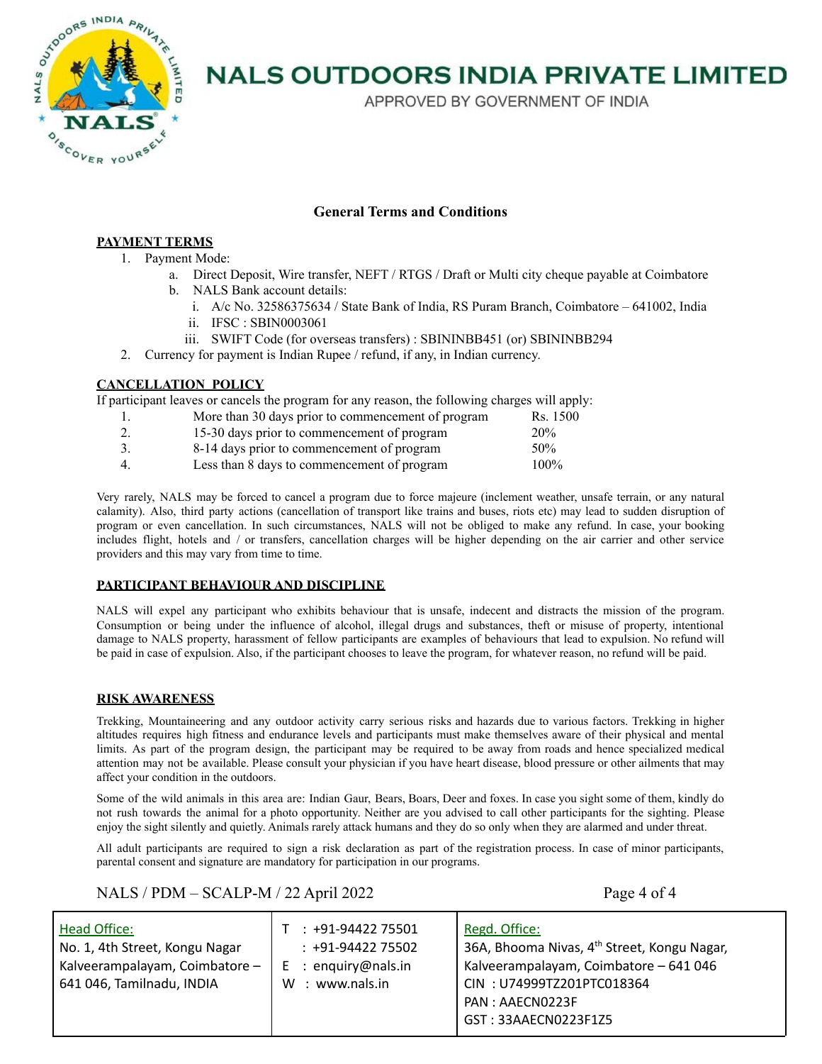# NALS OUTDOORS INDIA PRIVATE LIMITED

APPROVED BY GOVERNMENT OF INDIA

## General Terms and Conditions

### PAYMENT TERMS

1. Payment Mode:
   a. Direct Deposit, Wire transfer, NEFT / RTGS / Draft or Multi city cheque payable at Coimbatore
   b. NALS Bank account details:
      i. A/c No. 32586375634 / State Bank of India, RS Puram Branch, Coimbatore – 641002, India
      ii. IFSC : SBIN0003061
      iii. SWIFT Code (for overseas transfers) : SBININBB451 (or) SBININBB294
2. Currency for payment is Indian Rupee / refund, if any, in Indian currency.

### CANCELLATION POLICY

If participant leaves or cancels the program for any reason, the following charges will apply:

| | | |
|---|---|---|
| 1. | More than 30 days prior to commencement of program | Rs. 1500 |
| 2. | 15-30 days prior to commencement of program | 20% |
| 3. | 8-14 days prior to commencement of program | 50% |
| 4. | Less than 8 days to commencement of program | 100% |

Very rarely, NALS may be forced to cancel a program due to force majeure (inclement weather, unsafe terrain, or any natural calamity). Also, third party actions (cancellation of transport like trains and buses, riots etc) may lead to sudden disruption of program or even cancellation. In such circumstances, NALS will not be obliged to make any refund. In case, your booking includes flight, hotels and / or transfers, cancellation charges will be higher depending on the air carrier and other service providers and this may vary from time to time.

### PARTICIPANT BEHAVIOUR AND DISCIPLINE

NALS will expel any participant who exhibits behaviour that is unsafe, indecent and distracts the mission of the program. Consumption or being under the influence of alcohol, illegal drugs and substances, theft or misuse of property, intentional damage to NALS property, harassment of fellow participants are examples of behaviours that lead to expulsion. No refund will be paid in case of expulsion. Also, if the participant chooses to leave the program, for whatever reason, no refund will be paid.

### RISK AWARENESS

Trekking, Mountaineering and any outdoor activity carry serious risks and hazards due to various factors. Trekking in higher altitudes requires high fitness and endurance levels and participants must make themselves aware of their physical and mental limits. As part of the program design, the participant may be required to be away from roads and hence specialized medical attention may not be available. Please consult your physician if you have heart disease, blood pressure or other ailments that may affect your condition in the outdoors.

Some of the wild animals in this area are: Indian Gaur, Bears, Boars, Deer and foxes. In case you sight some of them, kindly do not rush towards the animal for a photo opportunity. Neither are you advised to call other participants for the sighting. Please enjoy the sight silently and quietly. Animals rarely attack humans and they do so only when they are alarmed and under threat.

All adult participants are required to sign a risk declaration as part of the registration process. In case of minor participants, parental consent and signature are mandatory for participation in our programs.

NALS / PDM – SCALP-M / 22 April 2022

| | | |
|---|---|---|
| Head Office:<br>No. 1, 4th Street, Kongu Nagar<br>Kalveerampalayam, Coimbatore – 641 046, Tamilnadu, INDIA | T : +91-94422 75501<br>: +91-94422 75502<br>E : enquiry@nals.in<br>W : www.nals.in | Regd. Office:<br>36A, Bhooma Nivas, 4th Street, Kongu Nagar, Kalveerampalayam, Coimbatore – 641 046<br>CIN : U74999TZ201PTC018364<br>PAN : AAECN0223F<br>GST : 33AAECN0223F1Z5 |